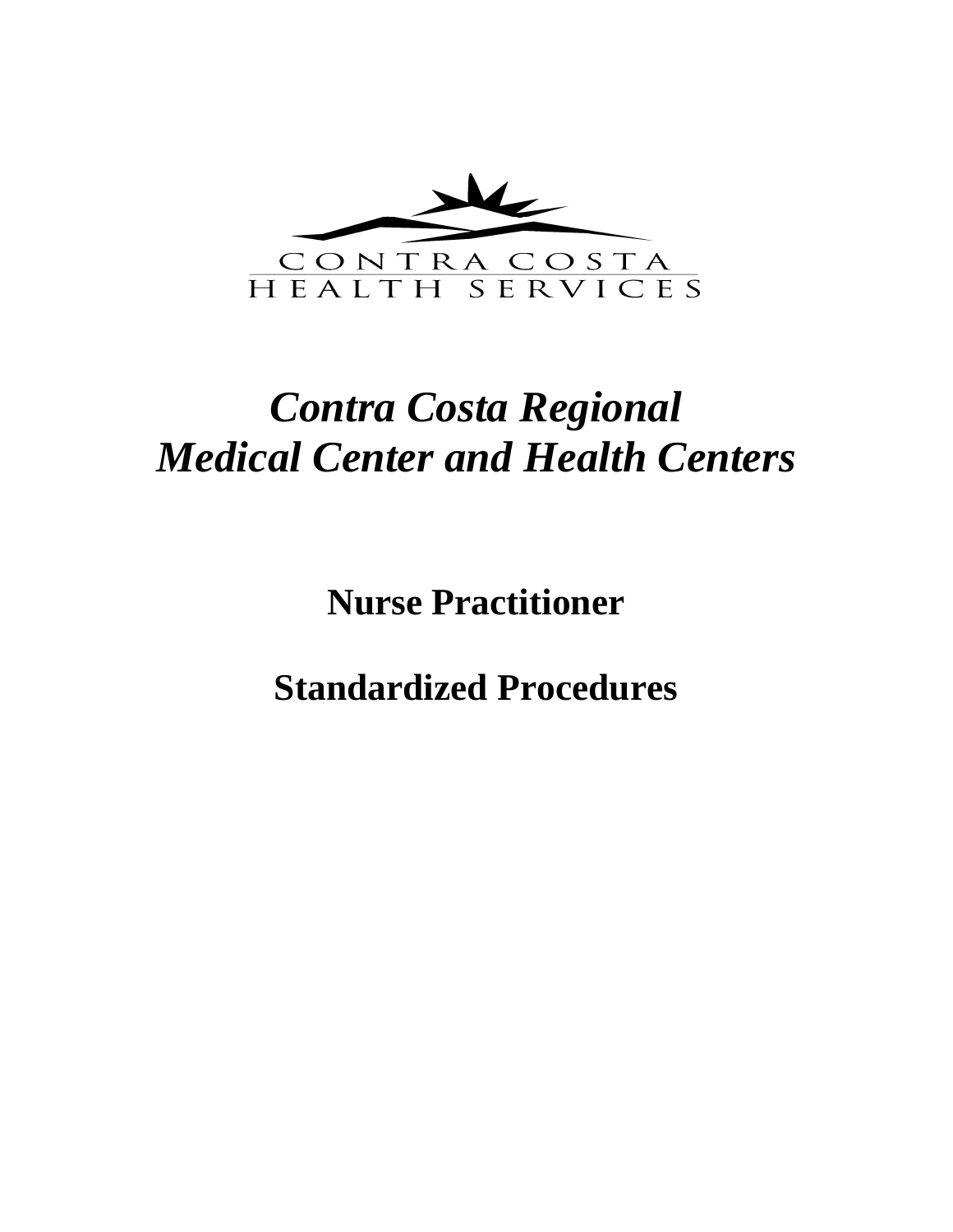CONTRA COSTA
HEALTH SERVICES

# *Contra Costa Regional Medical Center and Health Centers*

## Nurse Practitioner

## Standardized Procedures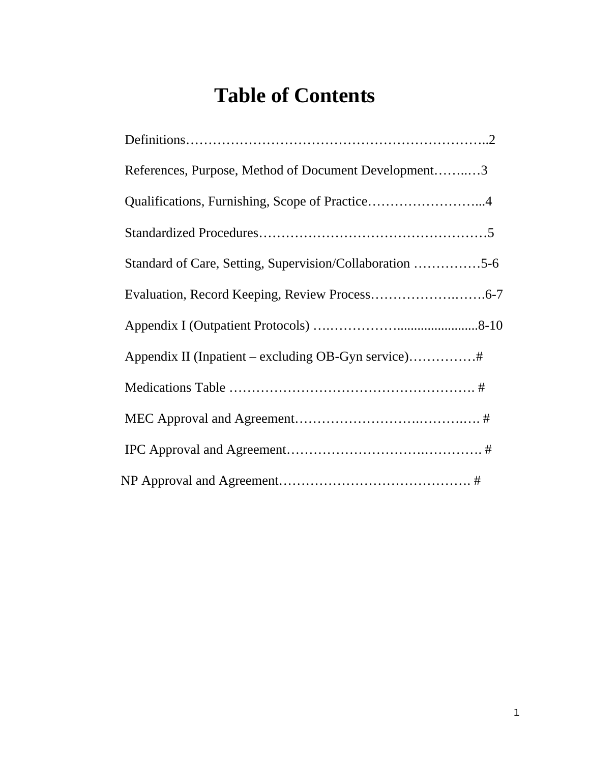# Table of Contents

Definitions…………………………………………………………..2

References, Purpose, Method of Document Development……..…3

Qualifications, Furnishing, Scope of Practice……………………...4

Standardized Procedures……………………………………………5

Standard of Care, Setting, Supervision/Collaboration ……………5-6

Evaluation, Record Keeping, Review Process………………….…….6-7

Appendix I (Outpatient Protocols) ….……………........................8-10

Appendix II (Inpatient – excluding OB-Gyn service)……………#

Medications Table ………………………………………………. #

MEC Approval and Agreement…………………….……….…. #

IPC Approval and Agreement……………………….…………. #

NP Approval and Agreement……………………………………. #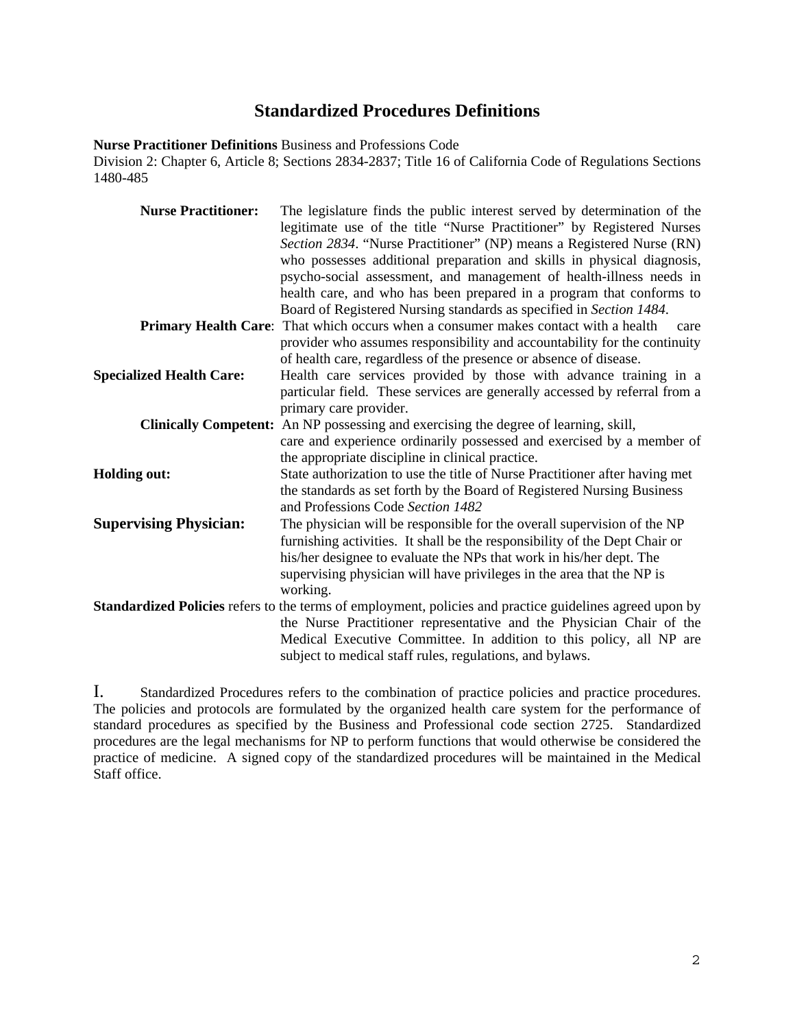# Standardized Procedures Definitions

**Nurse Practitioner Definitions** Business and Professions Code
Division 2: Chapter 6, Article 8; Sections 2834-2837; Title 16 of California Code of Regulations Sections 1480-485

**Nurse Practitioner:** The legislature finds the public interest served by determination of the legitimate use of the title "Nurse Practitioner" by Registered Nurses *Section 2834*. "Nurse Practitioner" (NP) means a Registered Nurse (RN) who possesses additional preparation and skills in physical diagnosis, psycho-social assessment, and management of health-illness needs in health care, and who has been prepared in a program that conforms to Board of Registered Nursing standards as specified in *Section 1484*.

**Primary Health Care**: That which occurs when a consumer makes contact with a health care provider who assumes responsibility and accountability for the continuity of health care, regardless of the presence or absence of disease.

**Specialized Health Care:** Health care services provided by those with advance training in a particular field. These services are generally accessed by referral from a primary care provider.

**Clinically Competent:** An NP possessing and exercising the degree of learning, skill, care and experience ordinarily possessed and exercised by a member of the appropriate discipline in clinical practice.

**Holding out:** State authorization to use the title of Nurse Practitioner after having met the standards as set forth by the Board of Registered Nursing Business and Professions Code *Section 1482*

**Supervising Physician:** The physician will be responsible for the overall supervision of the NP furnishing activities. It shall be the responsibility of the Dept Chair or his/her designee to evaluate the NPs that work in his/her dept. The supervising physician will have privileges in the area that the NP is working.

**Standardized Policies** refers to the terms of employment, policies and practice guidelines agreed upon by the Nurse Practitioner representative and the Physician Chair of the Medical Executive Committee. In addition to this policy, all NP are subject to medical staff rules, regulations, and bylaws.

I. Standardized Procedures refers to the combination of practice policies and practice procedures. The policies and protocols are formulated by the organized health care system for the performance of standard procedures as specified by the Business and Professional code section 2725. Standardized procedures are the legal mechanisms for NP to perform functions that would otherwise be considered the practice of medicine. A signed copy of the standardized procedures will be maintained in the Medical Staff office.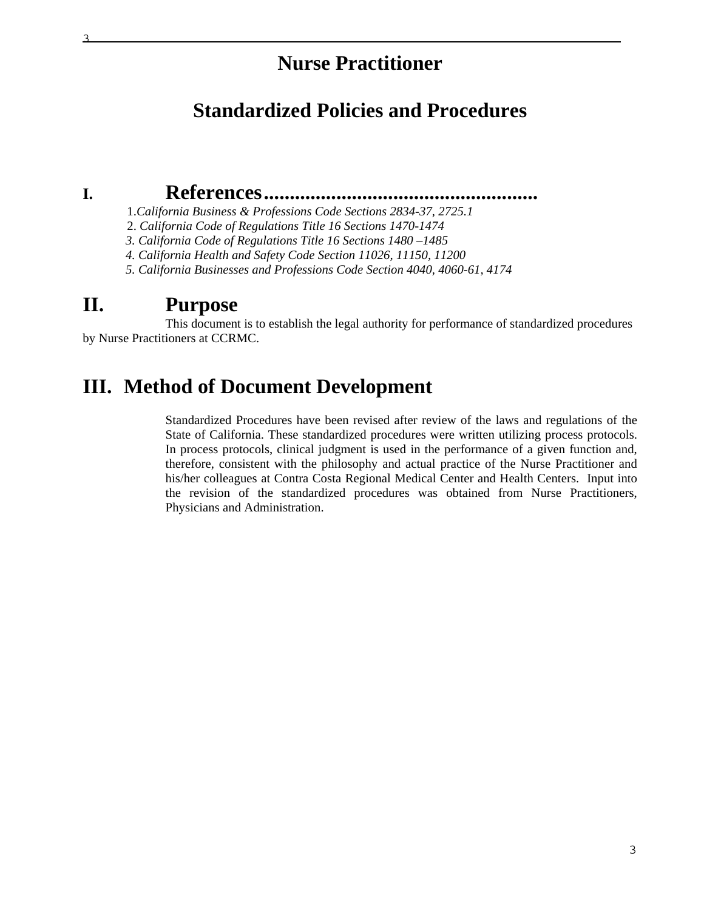# Nurse Practitioner

# Standardized Policies and Procedures

## I. References.....................................................

1. *California Business & Professions Code Sections 2834-37, 2725.1*
2. *California Code of Regulations Title 16 Sections 1470-1474*
3. *California Code of Regulations Title 16 Sections 1480 –1485*
4. *California Health and Safety Code Section 11026, 11150, 11200*
5. *California Businesses and Professions Code Section 4040, 4060-61, 4174*

## II. Purpose

This document is to establish the legal authority for performance of standardized procedures by Nurse Practitioners at CCRMC.

## III. Method of Document Development

Standardized Procedures have been revised after review of the laws and regulations of the State of California. These standardized procedures were written utilizing process protocols. In process protocols, clinical judgment is used in the performance of a given function and, therefore, consistent with the philosophy and actual practice of the Nurse Practitioner and his/her colleagues at Contra Costa Regional Medical Center and Health Centers. Input into the revision of the standardized procedures was obtained from Nurse Practitioners, Physicians and Administration.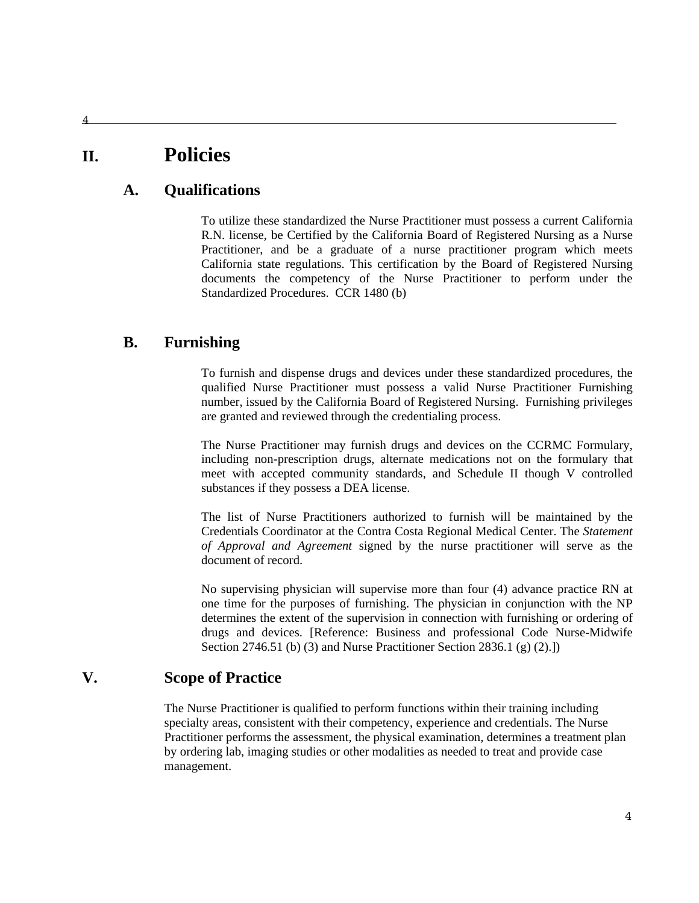# II. Policies

## A. Qualifications

To utilize these standardized the Nurse Practitioner must possess a current California R.N. license, be Certified by the California Board of Registered Nursing as a Nurse Practitioner, and be a graduate of a nurse practitioner program which meets California state regulations. This certification by the Board of Registered Nursing documents the competency of the Nurse Practitioner to perform under the Standardized Procedures. CCR 1480 (b)

## B. Furnishing

To furnish and dispense drugs and devices under these standardized procedures, the qualified Nurse Practitioner must possess a valid Nurse Practitioner Furnishing number, issued by the California Board of Registered Nursing. Furnishing privileges are granted and reviewed through the credentialing process.

The Nurse Practitioner may furnish drugs and devices on the CCRMC Formulary, including non-prescription drugs, alternate medications not on the formulary that meet with accepted community standards, and Schedule II though V controlled substances if they possess a DEA license.

The list of Nurse Practitioners authorized to furnish will be maintained by the Credentials Coordinator at the Contra Costa Regional Medical Center. The *Statement of Approval and Agreement* signed by the nurse practitioner will serve as the document of record.

No supervising physician will supervise more than four (4) advance practice RN at one time for the purposes of furnishing. The physician in conjunction with the NP determines the extent of the supervision in connection with furnishing or ordering of drugs and devices. [Reference: Business and professional Code Nurse-Midwife Section 2746.51 (b) (3) and Nurse Practitioner Section 2836.1 (g) (2).])

# V. Scope of Practice

The Nurse Practitioner is qualified to perform functions within their training including specialty areas, consistent with their competency, experience and credentials. The Nurse Practitioner performs the assessment, the physical examination, determines a treatment plan by ordering lab, imaging studies or other modalities as needed to treat and provide case management.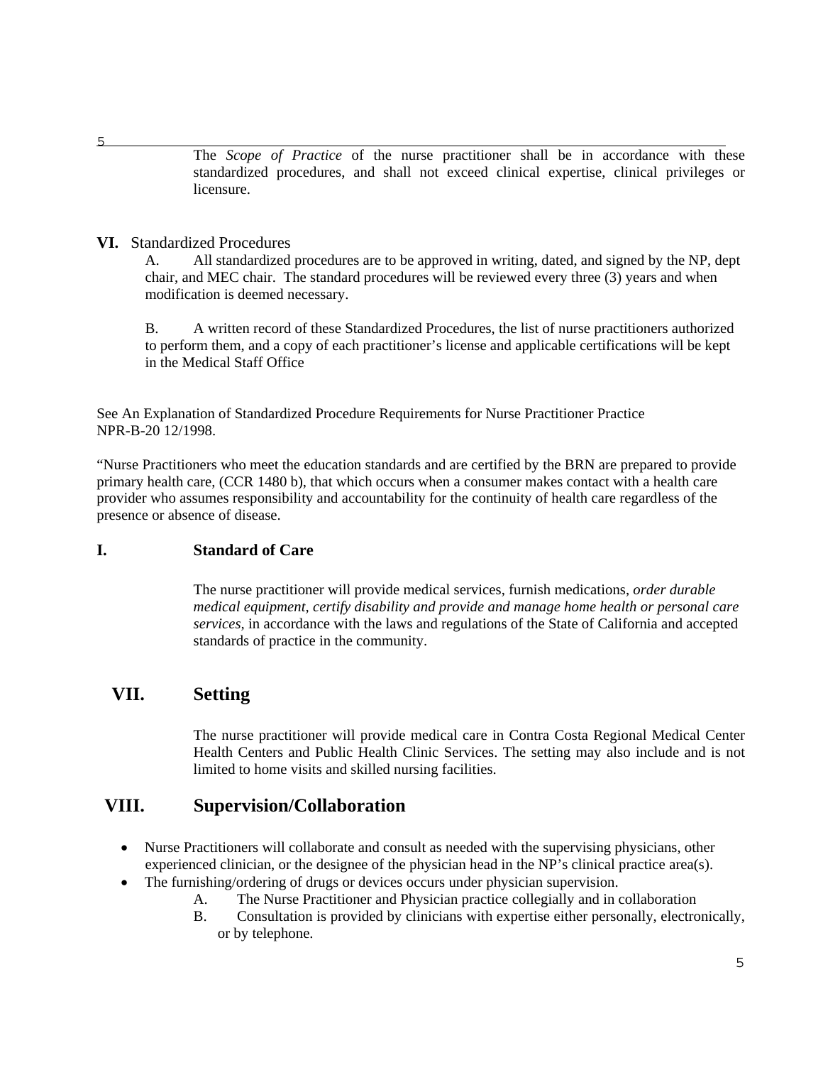The *Scope of Practice* of the nurse practitioner shall be in accordance with these standardized procedures, and shall not exceed clinical expertise, clinical privileges or licensure.

## VI. Standardized Procedures

A. All standardized procedures are to be approved in writing, dated, and signed by the NP, dept chair, and MEC chair. The standard procedures will be reviewed every three (3) years and when modification is deemed necessary.

B. A written record of these Standardized Procedures, the list of nurse practitioners authorized to perform them, and a copy of each practitioner's license and applicable certifications will be kept in the Medical Staff Office

See An Explanation of Standardized Procedure Requirements for Nurse Practitioner Practice NPR-B-20 12/1998.

"Nurse Practitioners who meet the education standards and are certified by the BRN are prepared to provide primary health care, (CCR 1480 b), that which occurs when a consumer makes contact with a health care provider who assumes responsibility and accountability for the continuity of health care regardless of the presence or absence of disease.

## I. Standard of Care

The nurse practitioner will provide medical services, furnish medications, *order durable medical equipment, certify disability and provide and manage home health or personal care services,* in accordance with the laws and regulations of the State of California and accepted standards of practice in the community.

## VII. Setting

The nurse practitioner will provide medical care in Contra Costa Regional Medical Center Health Centers and Public Health Clinic Services. The setting may also include and is not limited to home visits and skilled nursing facilities.

## VIII. Supervision/Collaboration

- Nurse Practitioners will collaborate and consult as needed with the supervising physicians, other experienced clinician, or the designee of the physician head in the NP's clinical practice area(s).
- The furnishing/ordering of drugs or devices occurs under physician supervision.
  - A. The Nurse Practitioner and Physician practice collegially and in collaboration
  - B. Consultation is provided by clinicians with expertise either personally, electronically, or by telephone.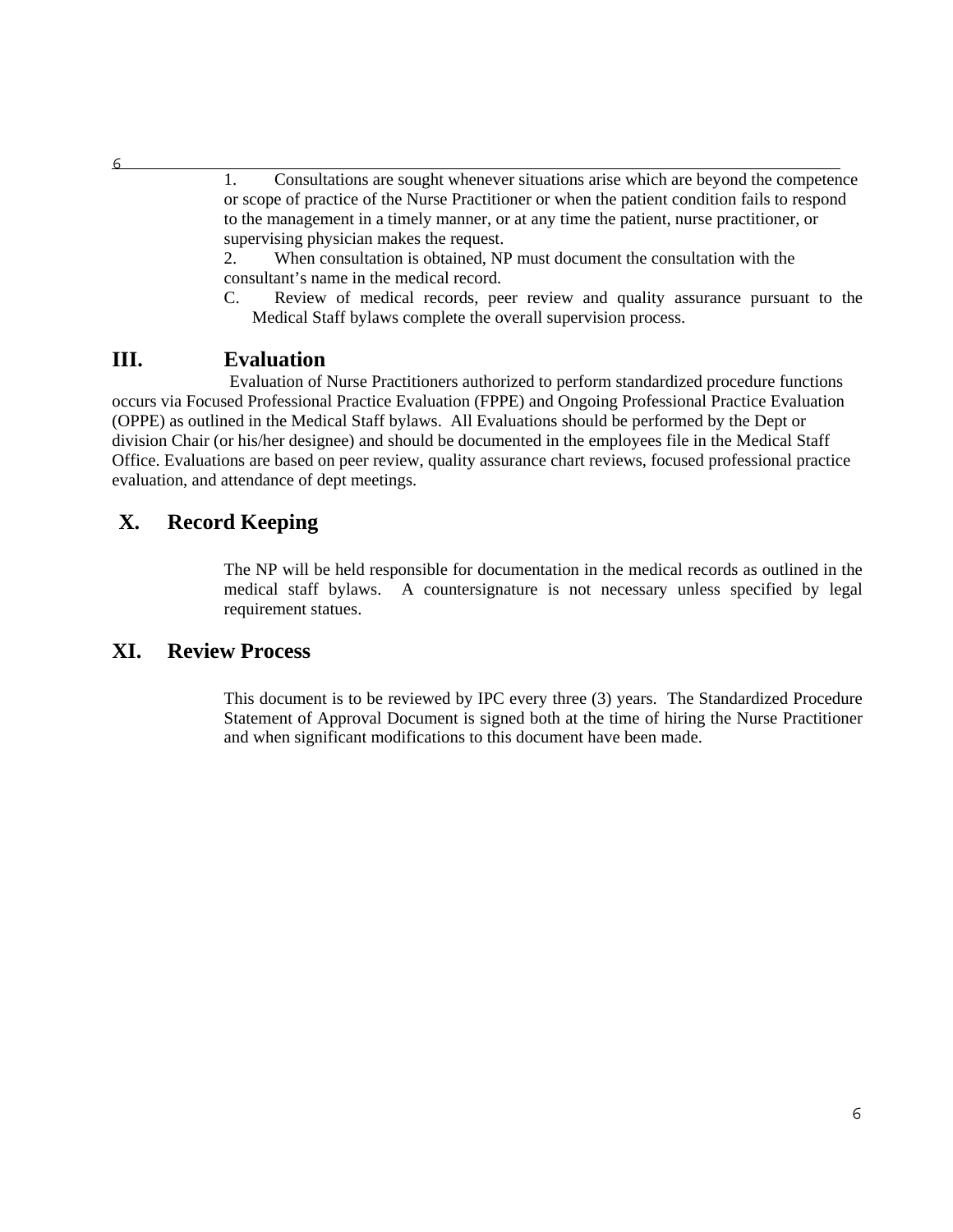1. Consultations are sought whenever situations arise which are beyond the competence or scope of practice of the Nurse Practitioner or when the patient condition fails to respond to the management in a timely manner, or at any time the patient, nurse practitioner, or supervising physician makes the request.
2. When consultation is obtained, NP must document the consultation with the consultant's name in the medical record.

C. Review of medical records, peer review and quality assurance pursuant to the Medical Staff bylaws complete the overall supervision process.

## III. Evaluation

Evaluation of Nurse Practitioners authorized to perform standardized procedure functions occurs via Focused Professional Practice Evaluation (FPPE) and Ongoing Professional Practice Evaluation (OPPE) as outlined in the Medical Staff bylaws. All Evaluations should be performed by the Dept or division Chair (or his/her designee) and should be documented in the employees file in the Medical Staff Office. Evaluations are based on peer review, quality assurance chart reviews, focused professional practice evaluation, and attendance of dept meetings.

## X. Record Keeping

The NP will be held responsible for documentation in the medical records as outlined in the medical staff bylaws. A countersignature is not necessary unless specified by legal requirement statues.

## XI. Review Process

This document is to be reviewed by IPC every three (3) years. The Standardized Procedure Statement of Approval Document is signed both at the time of hiring the Nurse Practitioner and when significant modifications to this document have been made.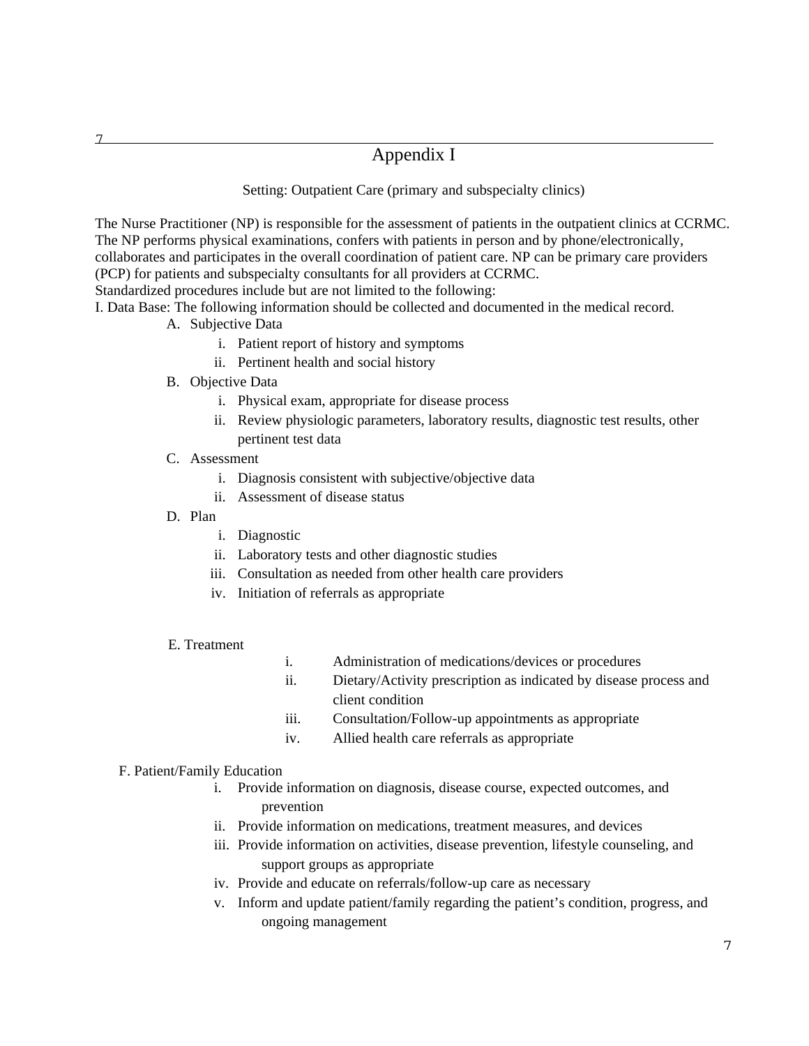# Appendix I

Setting: Outpatient Care (primary and subspecialty clinics)

The Nurse Practitioner (NP) is responsible for the assessment of patients in the outpatient clinics at CCRMC. The NP performs physical examinations, confers with patients in person and by phone/electronically, collaborates and participates in the overall coordination of patient care. NP can be primary care providers (PCP) for patients and subspecialty consultants for all providers at CCRMC.

Standardized procedures include but are not limited to the following:

I. Data Base: The following information should be collected and documented in the medical record.

- A. Subjective Data
  - i. Patient report of history and symptoms
  - ii. Pertinent health and social history
- B. Objective Data
  - i. Physical exam, appropriate for disease process
  - ii. Review physiologic parameters, laboratory results, diagnostic test results, other pertinent test data
- C. Assessment
  - i. Diagnosis consistent with subjective/objective data
  - ii. Assessment of disease status
- D. Plan
  - i. Diagnostic
  - ii. Laboratory tests and other diagnostic studies
  - iii. Consultation as needed from other health care providers
  - iv. Initiation of referrals as appropriate
- E. Treatment
  - i. Administration of medications/devices or procedures
  - ii. Dietary/Activity prescription as indicated by disease process and client condition
  - iii. Consultation/Follow-up appointments as appropriate
  - iv. Allied health care referrals as appropriate
- F. Patient/Family Education
  - i. Provide information on diagnosis, disease course, expected outcomes, and prevention
  - ii. Provide information on medications, treatment measures, and devices
  - iii. Provide information on activities, disease prevention, lifestyle counseling, and support groups as appropriate
  - iv. Provide and educate on referrals/follow-up care as necessary
  - v. Inform and update patient/family regarding the patient's condition, progress, and ongoing management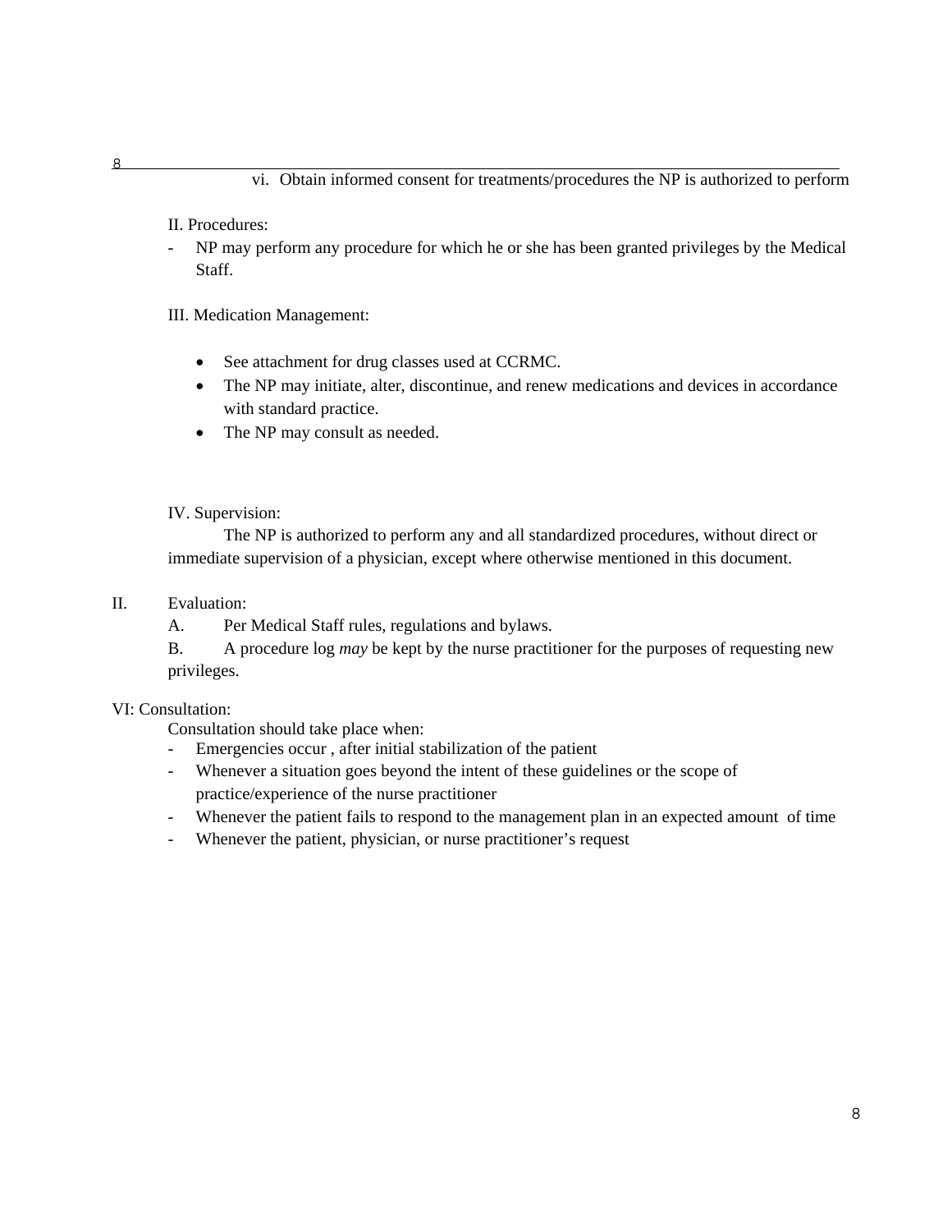vi. Obtain informed consent for treatments/procedures the NP is authorized to perform

II. Procedures:

- NP may perform any procedure for which he or she has been granted privileges by the Medical Staff.

III. Medication Management:

- See attachment for drug classes used at CCRMC.
- The NP may initiate, alter, discontinue, and renew medications and devices in accordance with standard practice.
- The NP may consult as needed.

IV. Supervision:

The NP is authorized to perform any and all standardized procedures, without direct or immediate supervision of a physician, except where otherwise mentioned in this document.

II. Evaluation:

A. Per Medical Staff rules, regulations and bylaws.

B. A procedure log *may* be kept by the nurse practitioner for the purposes of requesting new privileges.

VI: Consultation:

Consultation should take place when:

- Emergencies occur , after initial stabilization of the patient
- Whenever a situation goes beyond the intent of these guidelines or the scope of practice/experience of the nurse practitioner
- Whenever the patient fails to respond to the management plan in an expected amount of time
- Whenever the patient, physician, or nurse practitioner's request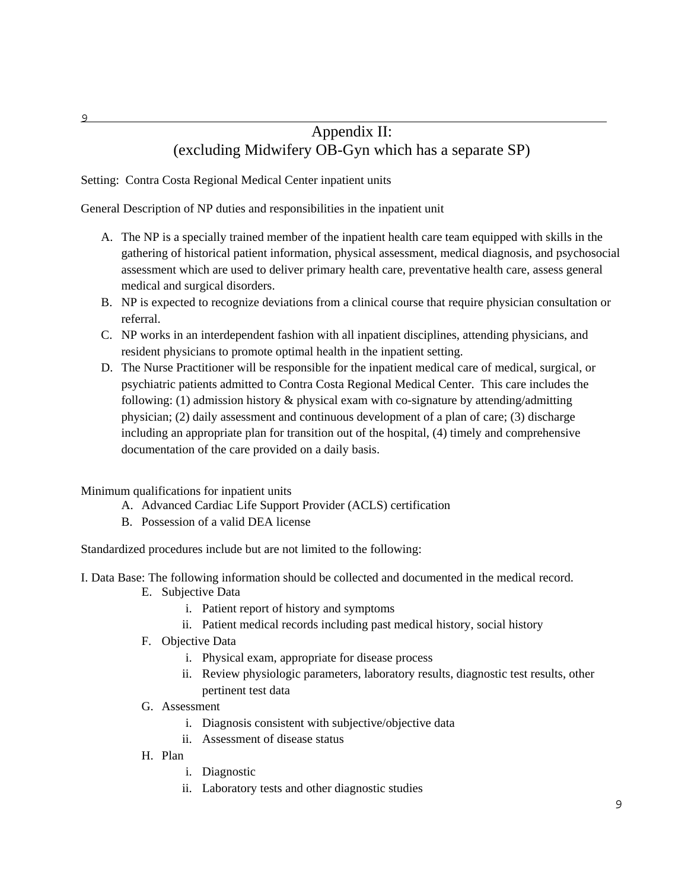# Appendix II:
# (excluding Midwifery OB-Gyn which has a separate SP)

Setting: Contra Costa Regional Medical Center inpatient units

General Description of NP duties and responsibilities in the inpatient unit

A. The NP is a specially trained member of the inpatient health care team equipped with skills in the gathering of historical patient information, physical assessment, medical diagnosis, and psychosocial assessment which are used to deliver primary health care, preventative health care, assess general medical and surgical disorders.
B. NP is expected to recognize deviations from a clinical course that require physician consultation or referral.
C. NP works in an interdependent fashion with all inpatient disciplines, attending physicians, and resident physicians to promote optimal health in the inpatient setting.
D. The Nurse Practitioner will be responsible for the inpatient medical care of medical, surgical, or psychiatric patients admitted to Contra Costa Regional Medical Center. This care includes the following: (1) admission history & physical exam with co-signature by attending/admitting physician; (2) daily assessment and continuous development of a plan of care; (3) discharge including an appropriate plan for transition out of the hospital, (4) timely and comprehensive documentation of the care provided on a daily basis.

Minimum qualifications for inpatient units

A. Advanced Cardiac Life Support Provider (ACLS) certification
B. Possession of a valid DEA license

Standardized procedures include but are not limited to the following:

I. Data Base: The following information should be collected and documented in the medical record.

E. Subjective Data
    i. Patient report of history and symptoms
    ii. Patient medical records including past medical history, social history
F. Objective Data
    i. Physical exam, appropriate for disease process
    ii. Review physiologic parameters, laboratory results, diagnostic test results, other pertinent test data
G. Assessment
    i. Diagnosis consistent with subjective/objective data
    ii. Assessment of disease status
H. Plan
    i. Diagnostic
    ii. Laboratory tests and other diagnostic studies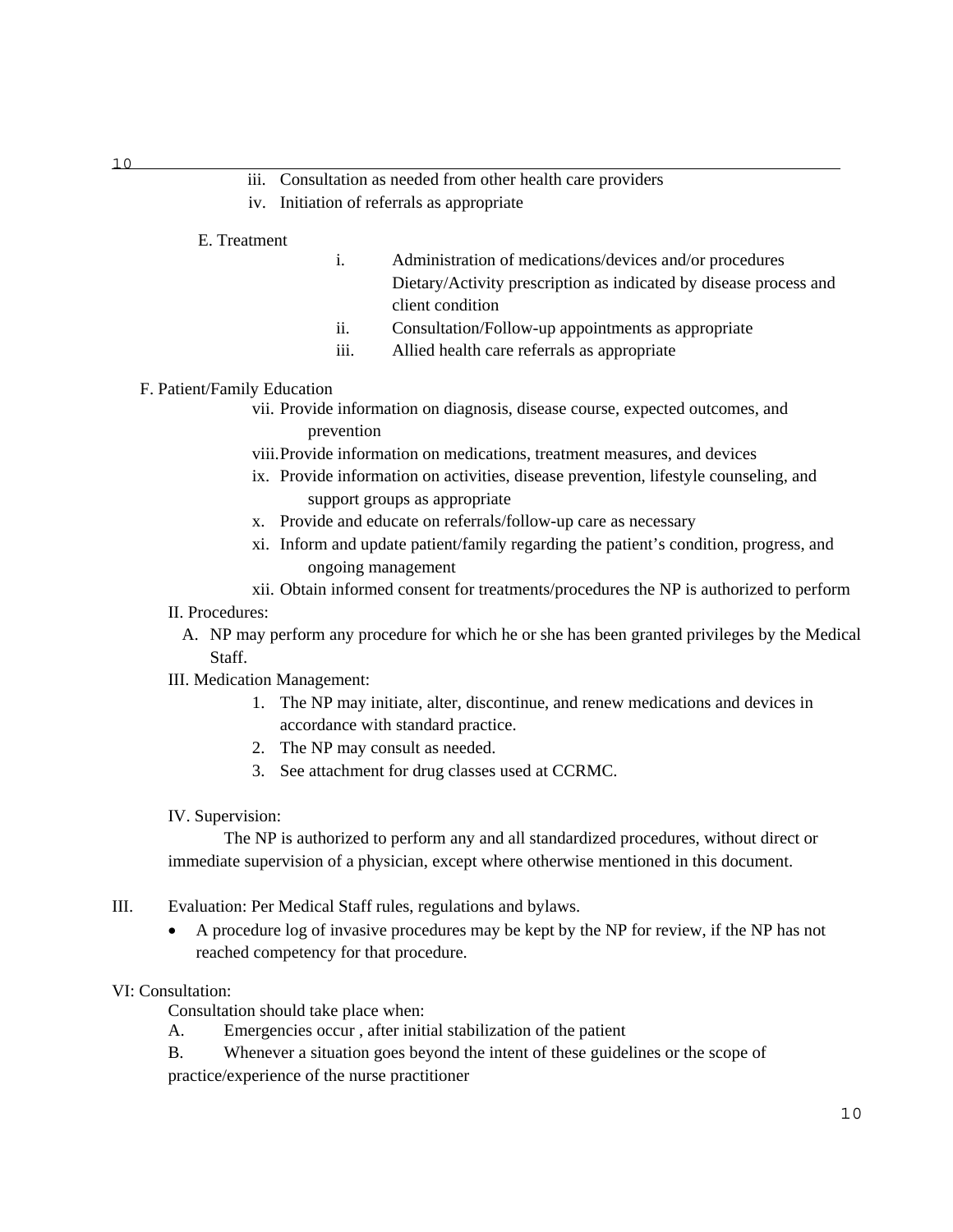iii. Consultation as needed from other health care providers
iv. Initiation of referrals as appropriate

E. Treatment

i. Administration of medications/devices and/or procedures Dietary/Activity prescription as indicated by disease process and client condition
ii. Consultation/Follow-up appointments as appropriate
iii. Allied health care referrals as appropriate

F. Patient/Family Education

vii. Provide information on diagnosis, disease course, expected outcomes, and prevention
viii. Provide information on medications, treatment measures, and devices
ix. Provide information on activities, disease prevention, lifestyle counseling, and support groups as appropriate
x. Provide and educate on referrals/follow-up care as necessary
xi. Inform and update patient/family regarding the patient's condition, progress, and ongoing management
xii. Obtain informed consent for treatments/procedures the NP is authorized to perform

II. Procedures:

A. NP may perform any procedure for which he or she has been granted privileges by the Medical Staff.

III. Medication Management:

1. The NP may initiate, alter, discontinue, and renew medications and devices in accordance with standard practice.
2. The NP may consult as needed.
3. See attachment for drug classes used at CCRMC.

IV. Supervision:

The NP is authorized to perform any and all standardized procedures, without direct or immediate supervision of a physician, except where otherwise mentioned in this document.

III. Evaluation: Per Medical Staff rules, regulations and bylaws.

- A procedure log of invasive procedures may be kept by the NP for review, if the NP has not reached competency for that procedure.

VI: Consultation:

Consultation should take place when:

A. Emergencies occur , after initial stabilization of the patient
B. Whenever a situation goes beyond the intent of these guidelines or the scope of practice/experience of the nurse practitioner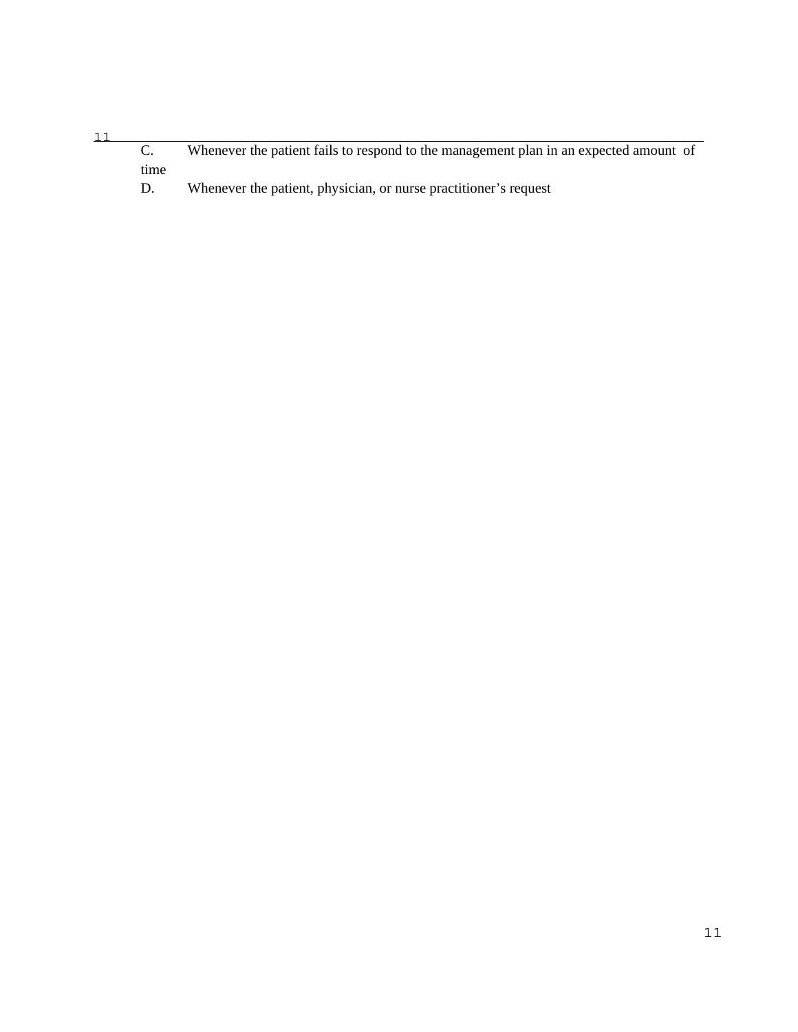C. Whenever the patient fails to respond to the management plan in an expected amount of time

D. Whenever the patient, physician, or nurse practitioner's request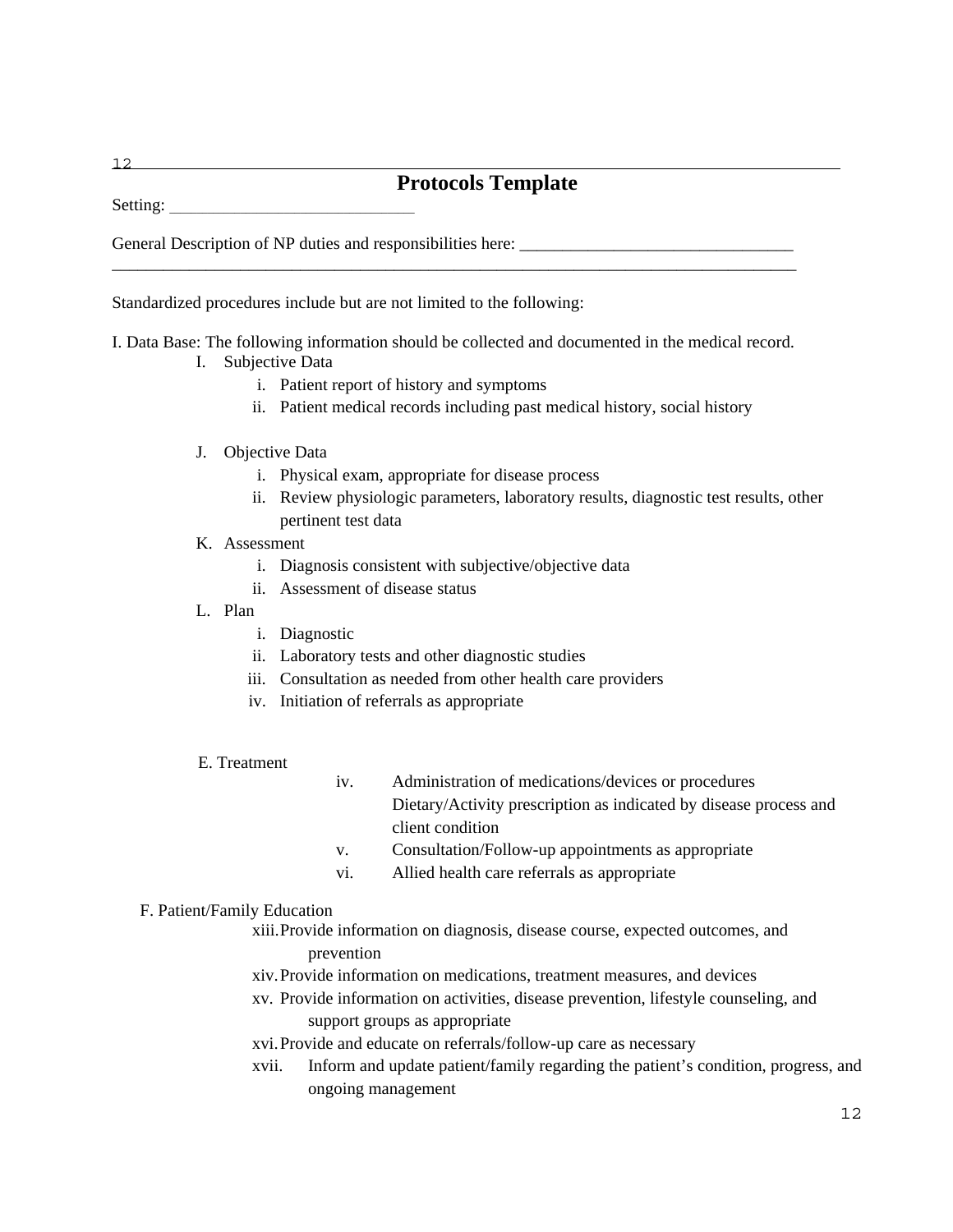# Protocols Template

Setting: ____________________________

General Description of NP duties and responsibilities here: ________________________________
________________________________________________________________________________

Standardized procedures include but are not limited to the following:

I. Data Base: The following information should be collected and documented in the medical record.

- I. Subjective Data
  - i. Patient report of history and symptoms
  - ii. Patient medical records including past medical history, social history

- J. Objective Data
  - i. Physical exam, appropriate for disease process
  - ii. Review physiologic parameters, laboratory results, diagnostic test results, other pertinent test data
- K. Assessment
  - i. Diagnosis consistent with subjective/objective data
  - ii. Assessment of disease status
- L. Plan
  - i. Diagnostic
  - ii. Laboratory tests and other diagnostic studies
  - iii. Consultation as needed from other health care providers
  - iv. Initiation of referrals as appropriate

- E. Treatment
  - iv. Administration of medications/devices or procedures Dietary/Activity prescription as indicated by disease process and client condition
  - v. Consultation/Follow-up appointments as appropriate
  - vi. Allied health care referrals as appropriate

- F. Patient/Family Education
  - xiii. Provide information on diagnosis, disease course, expected outcomes, and prevention
  - xiv. Provide information on medications, treatment measures, and devices
  - xv. Provide information on activities, disease prevention, lifestyle counseling, and support groups as appropriate
  - xvi. Provide and educate on referrals/follow-up care as necessary
  - xvii. Inform and update patient/family regarding the patient's condition, progress, and ongoing management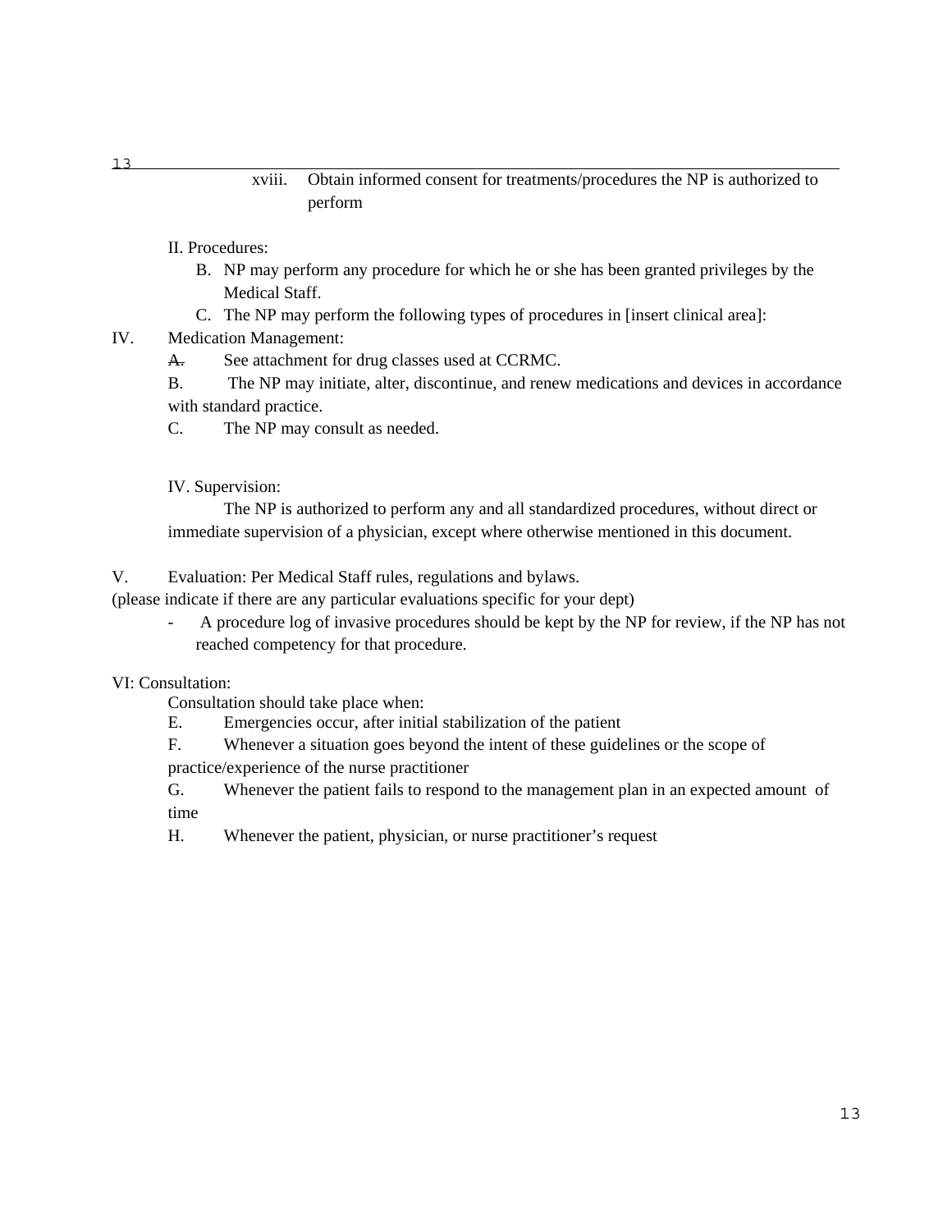xviii. Obtain informed consent for treatments/procedures the NP is authorized to perform

II. Procedures:

B. NP may perform any procedure for which he or she has been granted privileges by the Medical Staff.

C. The NP may perform the following types of procedures in [insert clinical area]:

IV. Medication Management:

~~A.~~ See attachment for drug classes used at CCRMC.

B. The NP may initiate, alter, discontinue, and renew medications and devices in accordance with standard practice.

C. The NP may consult as needed.

IV. Supervision:

The NP is authorized to perform any and all standardized procedures, without direct or immediate supervision of a physician, except where otherwise mentioned in this document.

V. Evaluation: Per Medical Staff rules, regulations and bylaws.

(please indicate if there are any particular evaluations specific for your dept)

- A procedure log of invasive procedures should be kept by the NP for review, if the NP has not reached competency for that procedure.

VI: Consultation:

Consultation should take place when:

E. Emergencies occur, after initial stabilization of the patient

F. Whenever a situation goes beyond the intent of these guidelines or the scope of practice/experience of the nurse practitioner

G. Whenever the patient fails to respond to the management plan in an expected amount of time

H. Whenever the patient, physician, or nurse practitioner's request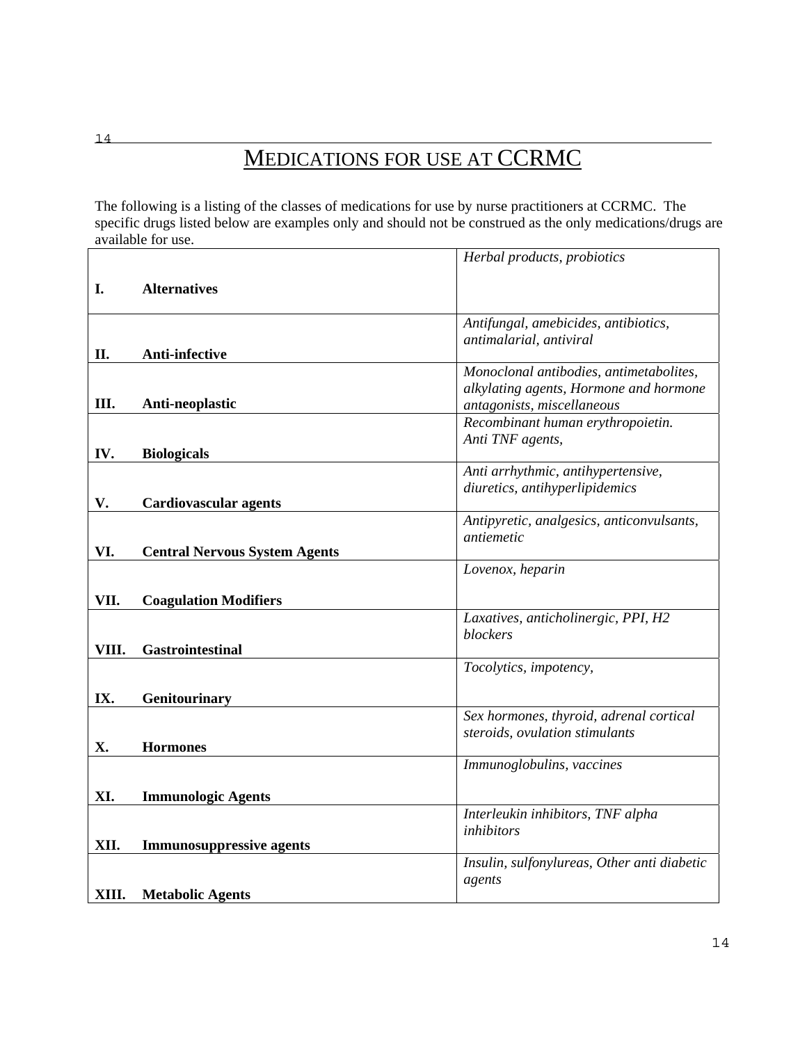# MEDICATIONS FOR USE AT CCRMC

The following is a listing of the classes of medications for use by nurse practitioners at CCRMC. The specific drugs listed below are examples only and should not be construed as the only medications/drugs are available for use.

| | | |
|---|---|---|
| **I.** | **Alternatives** | *Herbal products, probiotics* |
| **II.** | **Anti-infective** | *Antifungal, amebicides, antibiotics, antimalarial, antiviral* |
| **III.** | **Anti-neoplastic** | *Monoclonal antibodies, antimetabolites, alkylating agents, Hormone and hormone antagonists, miscellaneous* |
| **IV.** | **Biologicals** | *Recombinant human erythropoietin. Anti TNF agents,* |
| **V.** | **Cardiovascular agents** | *Anti arrhythmic, antihypertensive, diuretics, antihyperlipidemics* |
| **VI.** | **Central Nervous System Agents** | *Antipyretic, analgesics, anticonvulsants, antiemetic* |
| **VII.** | **Coagulation Modifiers** | *Lovenox, heparin* |
| **VIII.** | **Gastrointestinal** | *Laxatives, anticholinergic, PPI, H2 blockers* |
| **IX.** | **Genitourinary** | *Tocolytics, impotency,* |
| **X.** | **Hormones** | *Sex hormones, thyroid, adrenal cortical steroids, ovulation stimulants* |
| **XI.** | **Immunologic Agents** | *Immunoglobulins, vaccines* |
| **XII.** | **Immunosuppressive agents** | *Interleukin inhibitors, TNF alpha inhibitors* |
| **XIII.** | **Metabolic Agents** | *Insulin, sulfonylureas, Other anti diabetic agents* |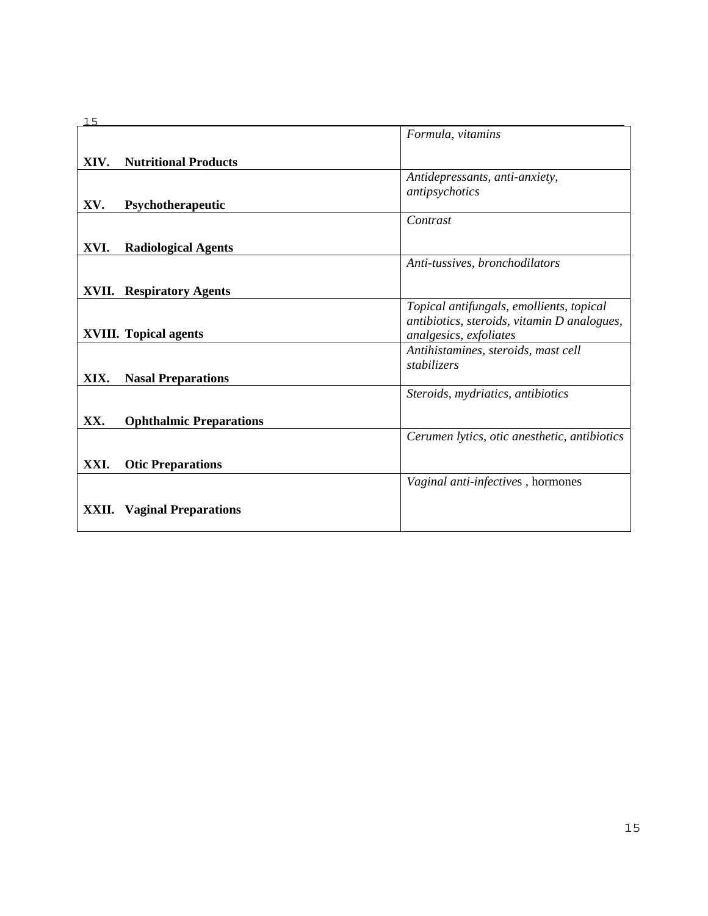| | |
|---|---|
| **XIV. Nutritional Products** | *Formula, vitamins* |
| **XV. Psychotherapeutic** | *Antidepressants, anti-anxiety, antipsychotics* |
| **XVI. Radiological Agents** | *Contrast* |
| **XVII. Respiratory Agents** | *Anti-tussives, bronchodilators* |
| **XVIII. Topical agents** | *Topical antifungals, emollients, topical antibiotics, steroids, vitamin D analogues, analgesics, exfoliates* |
| **XIX. Nasal Preparations** | *Antihistamines, steroids, mast cell stabilizers* |
| **XX. Ophthalmic Preparations** | *Steroids, mydriatics, antibiotics* |
| **XXI. Otic Preparations** | *Cerumen lytics, otic anesthetic, antibiotics* |
| **XXII. Vaginal Preparations** | *Vaginal anti-infectives* , hormones |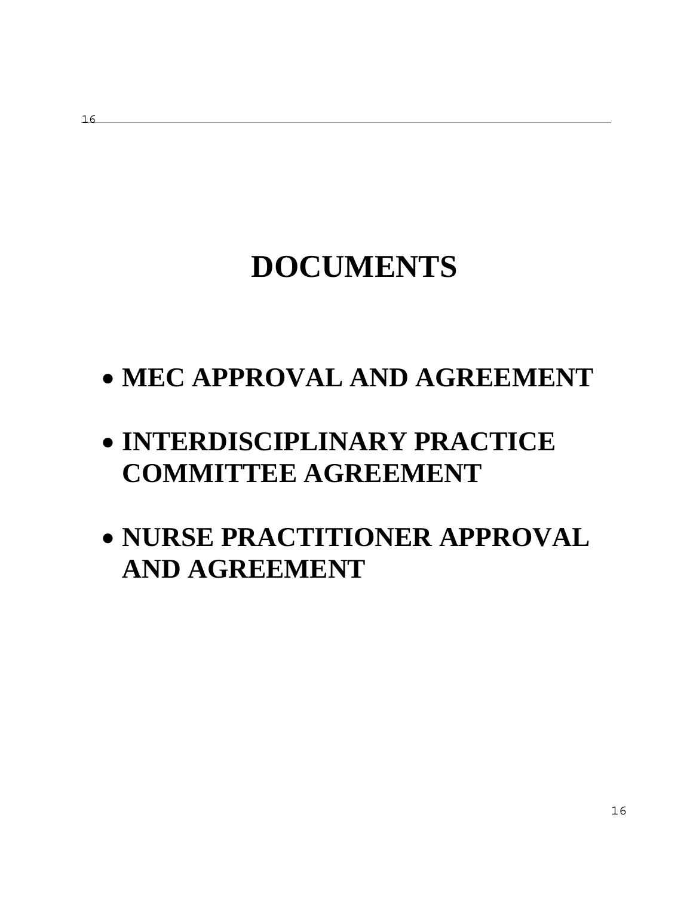# DOCUMENTS

- **MEC APPROVAL AND AGREEMENT**
- **INTERDISCIPLINARY PRACTICE COMMITTEE AGREEMENT**
- **NURSE PRACTITIONER APPROVAL AND AGREEMENT**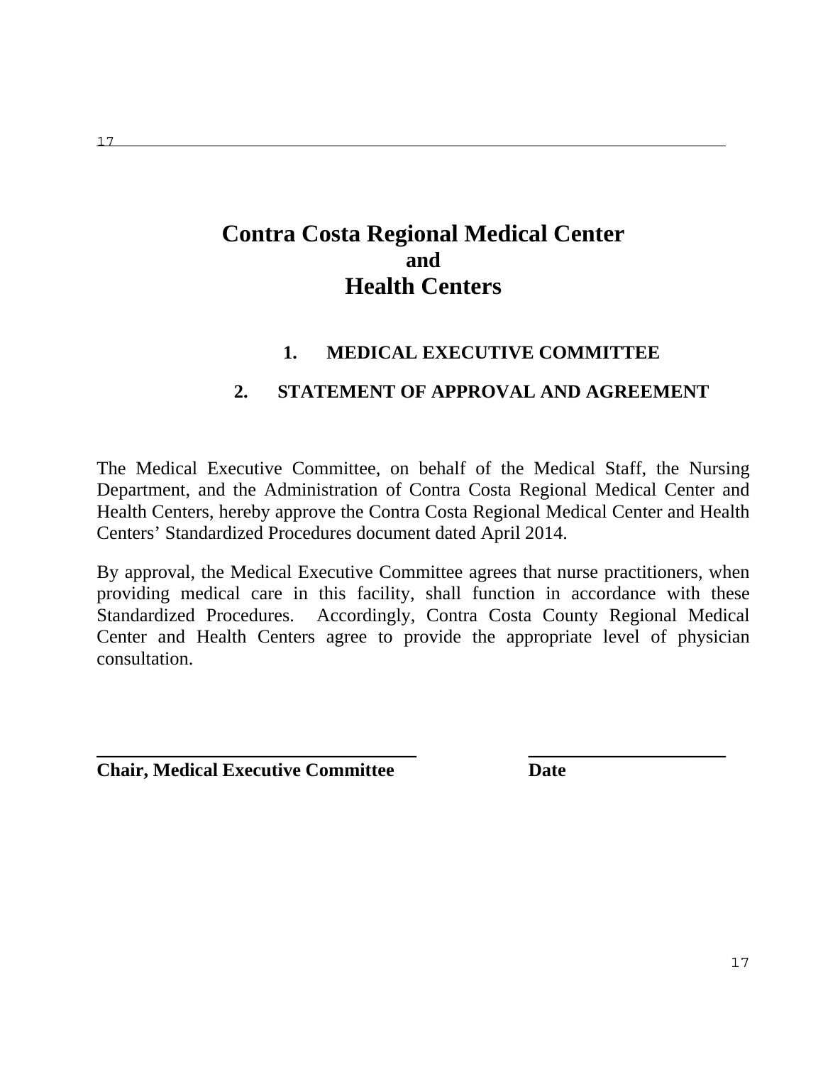# Contra Costa Regional Medical Center
## and
# Health Centers

### 1. MEDICAL EXECUTIVE COMMITTEE

### 2. STATEMENT OF APPROVAL AND AGREEMENT

The Medical Executive Committee, on behalf of the Medical Staff, the Nursing Department, and the Administration of Contra Costa Regional Medical Center and Health Centers, hereby approve the Contra Costa Regional Medical Center and Health Centers' Standardized Procedures document dated April 2014.

By approval, the Medical Executive Committee agrees that nurse practitioners, when providing medical care in this facility, shall function in accordance with these Standardized Procedures. Accordingly, Contra Costa County Regional Medical Center and Health Centers agree to provide the appropriate level of physician consultation.

\_\_\_\_\_\_\_\_\_\_\_\_\_\_\_\_\_\_\_\_\_\_\_\_\_\_\_\_\_\_\_\_\_\_ &nbsp;&nbsp;&nbsp;&nbsp; \_\_\_\_\_\_\_\_\_\_\_\_\_\_\_\_\_\_\_\_\_

**Chair, Medical Executive Committee** &nbsp;&nbsp;&nbsp;&nbsp; **Date**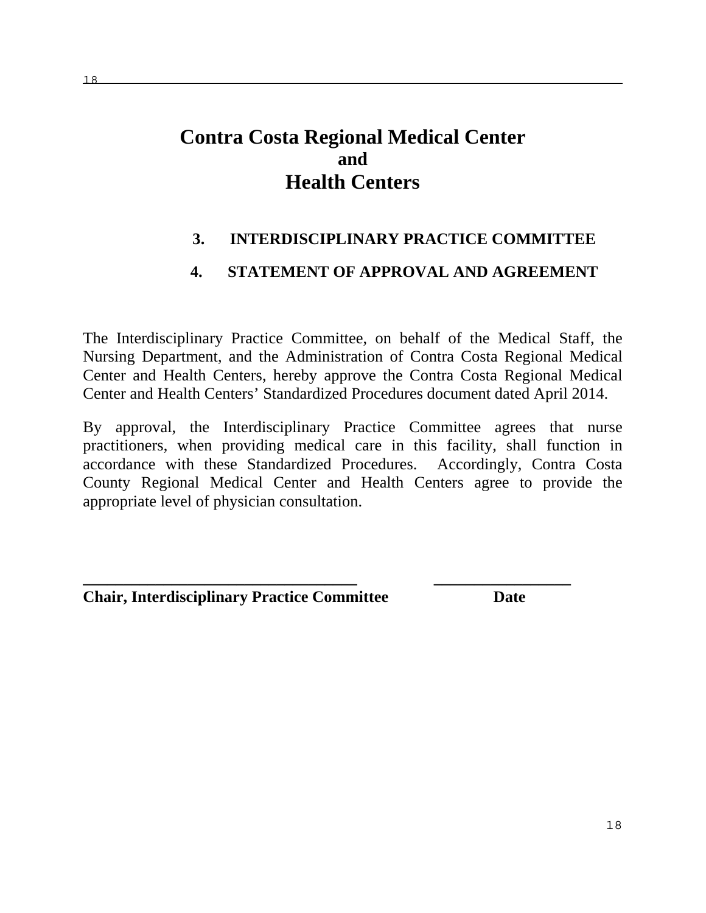# Contra Costa Regional Medical Center
## and
# Health Centers

### 3. INTERDISCIPLINARY PRACTICE COMMITTEE

### 4. STATEMENT OF APPROVAL AND AGREEMENT

The Interdisciplinary Practice Committee, on behalf of the Medical Staff, the Nursing Department, and the Administration of Contra Costa Regional Medical Center and Health Centers, hereby approve the Contra Costa Regional Medical Center and Health Centers' Standardized Procedures document dated April 2014.

By approval, the Interdisciplinary Practice Committee agrees that nurse practitioners, when providing medical care in this facility, shall function in accordance with these Standardized Procedures. Accordingly, Contra Costa County Regional Medical Center and Health Centers agree to provide the appropriate level of physician consultation.

___________________________________ _________________

**Chair, Interdisciplinary Practice Committee** **Date**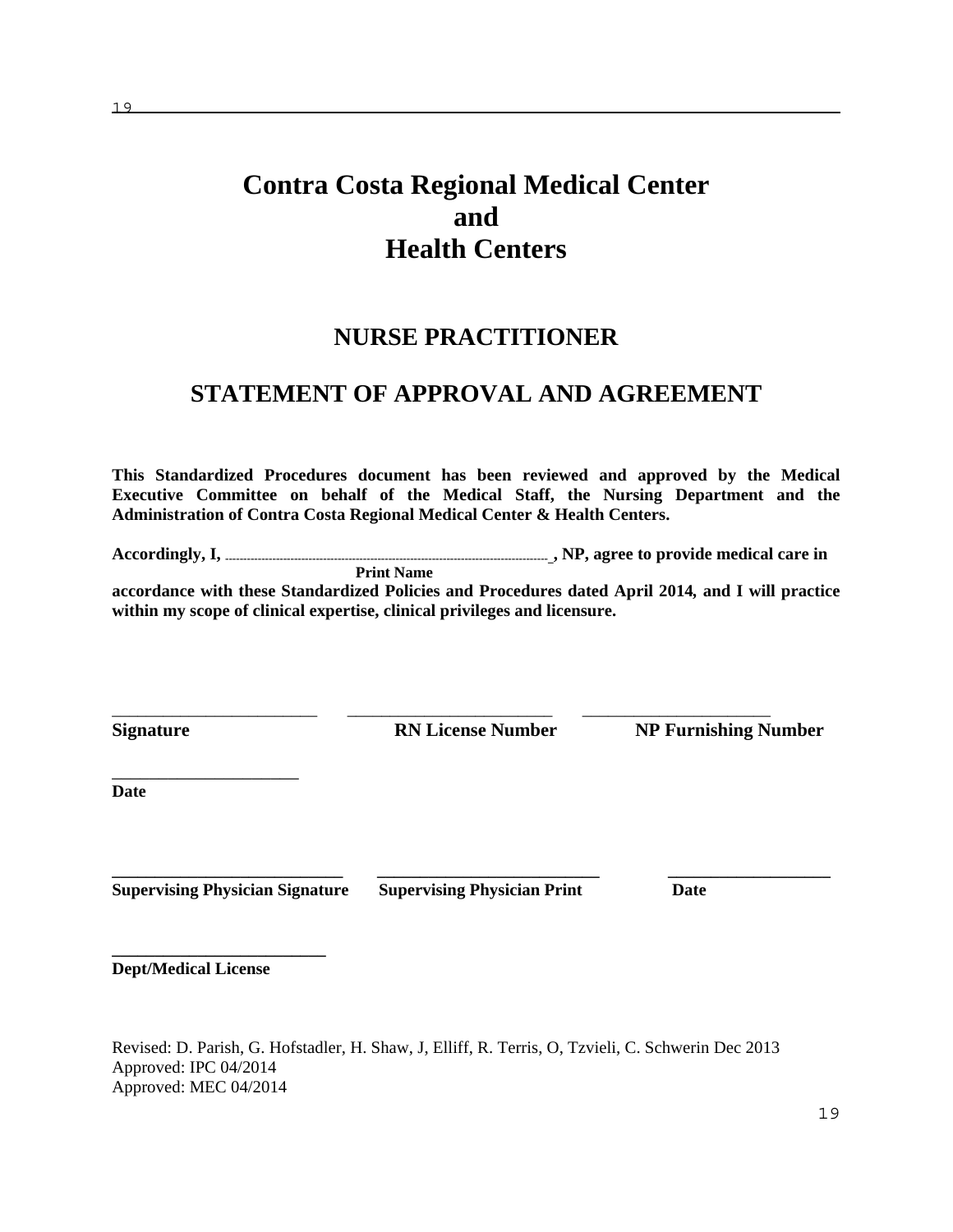# Contra Costa Regional Medical Center and Health Centers

## NURSE PRACTITIONER

## STATEMENT OF APPROVAL AND AGREEMENT

**This Standardized Procedures document has been reviewed and approved by the Medical Executive Committee on behalf of the Medical Staff, the Nursing Department and the Administration of Contra Costa Regional Medical Center & Health Centers.**

**Accordingly, I, \_\_\_\_\_\_\_\_\_\_\_\_\_\_\_\_\_\_\_\_\_\_\_\_\_\_\_\_\_\_\_\_\_\_\_\_, NP, agree to provide medical care in**
**Print Name**
**accordance with these Standardized Policies and Procedures dated April 2014, and I will practice within my scope of clinical expertise, clinical privileges and licensure.**

\_\_\_\_\_\_\_\_\_\_\_\_\_\_\_\_\_\_\_\_\_\_\_\_ \_\_\_\_\_\_\_\_\_\_\_\_\_\_\_\_\_\_\_\_\_\_\_\_ \_\_\_\_\_\_\_\_\_\_\_\_\_\_\_\_\_\_\_\_\_\_
**Signature** **RN License Number** **NP Furnishing Number**

\_\_\_\_\_\_\_\_\_\_\_\_\_\_\_\_\_\_\_\_\_\_
**Date**

\_\_\_\_\_\_\_\_\_\_\_\_\_\_\_\_\_\_\_\_\_\_\_\_\_\_\_ \_\_\_\_\_\_\_\_\_\_\_\_\_\_\_\_\_\_\_\_\_\_\_\_\_\_ \_\_\_\_\_\_\_\_\_\_\_\_\_\_\_\_\_\_\_
**Supervising Physician Signature** **Supervising Physician Print** **Date**

\_\_\_\_\_\_\_\_\_\_\_\_\_\_\_\_\_\_\_\_\_\_\_\_\_
**Dept/Medical License**

Revised: D. Parish, G. Hofstadler, H. Shaw, J, Elliff, R. Terris, O, Tzvieli, C. Schwerin Dec 2013
Approved: IPC 04/2014
Approved: MEC 04/2014